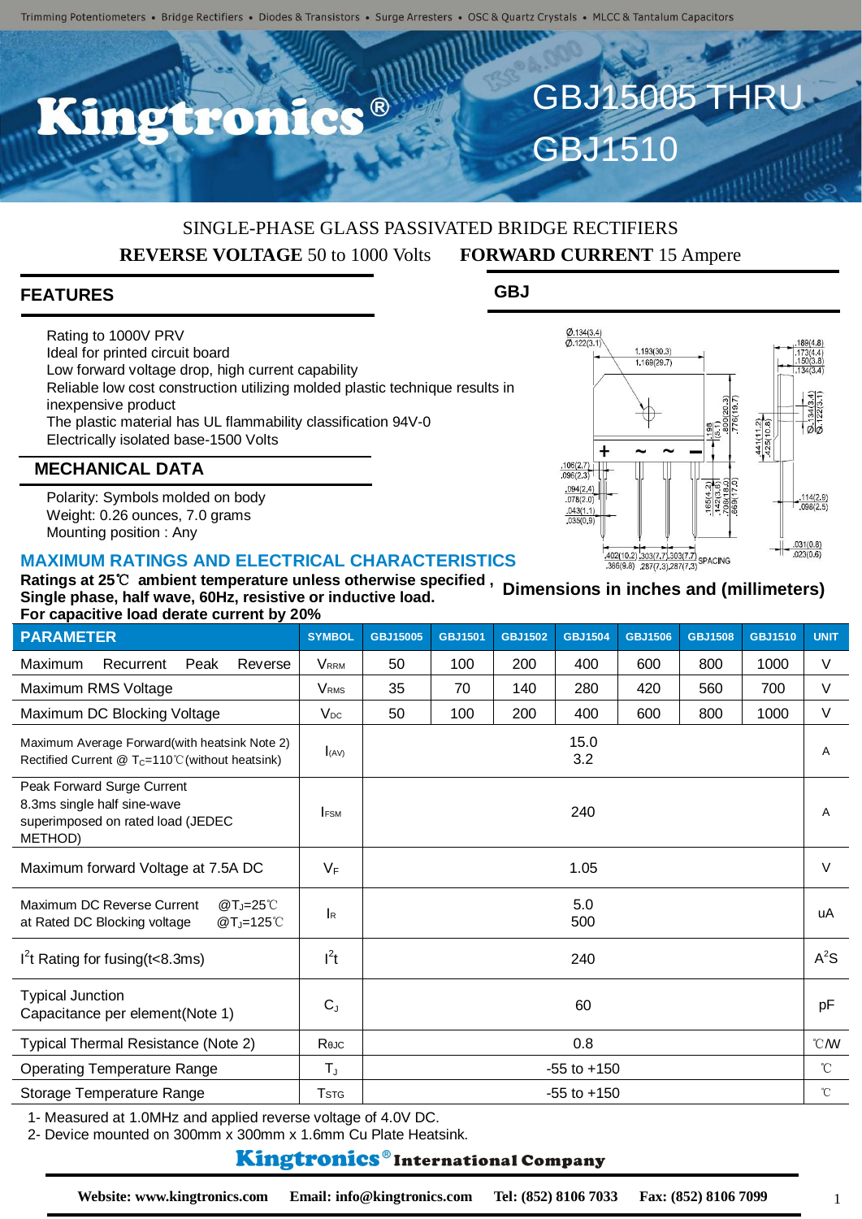Trimming Potentiometers • Bridge Rectifiers • Diodes & Transistors • Surge Arresters • OSC & Quartz Crystals • MLCC & Tantalum Capacitors

# Kingtronics®

# GBJ15005 THRU GBJ1510

SINGLE-PHASE GLASS PASSIVATED BRIDGE RECTIFIERS

**REVERSE VOLTAGE** 50 to 1000 Volts **FORWARD CURRENT** 15 Ampere

## FEATURES

- Rating to 1000V PRV
- Ideal for printed circuit board
- Low forward voltage drop, high current capability
- Reliable low cost construction utilizing molded plastic technique results in inexpensive product
- The plastic material has UL flammability classification 94V-0
- Electrically isolated base-1500 Volts

## MECHANICAL DATA

- Polarity: Symbols molded on body
- Weight: 0.26 ounces, 7.0 grams
- Mounting position : Any

## GBJ

**Dimensions in inches and (millimeters)**

## MAXIMUM RATINGS AND ELECTRICAL CHARACTERISTICS

**Ratings at 25℃ ambient temperature unless otherwise specified , Single phase, half wave, 60Hz, resistive or inductive load. For capacitive load derate current by 20%**

| PARAMETER | SYMBOL | GBJ15005 | GBJ1501 | GBJ1502 | GBJ1504 | GBJ1506 | GBJ1508 | GBJ1510 | UNIT |
|---|---|---|---|---|---|---|---|---|---|
| Maximum Recurrent Peak Reverse | $V_{RRM}$ | 50 | 100 | 200 | 400 | 600 | 800 | 1000 | V |
| Maximum RMS Voltage | $V_{RMS}$ | 35 | 70 | 140 | 280 | 420 | 560 | 700 | V |
| Maximum DC Blocking Voltage | $V_{DC}$ | 50 | 100 | 200 | 400 | 600 | 800 | 1000 | V |
| Maximum Average Forward(with heatsink Note 2) Rectified Current @ $T_C$=110℃(without heatsink) | $I_{(AV)}$ | 15.0<br>3.2 | | | | | | | A |
| Peak Forward Surge Current 8.3ms single half sine-wave superimposed on rated load (JEDEC METHOD) | $I_{FSM}$ | 240 | | | | | | | A |
| Maximum forward Voltage at 7.5A DC | $V_F$ | 1.05 | | | | | | | V |
| Maximum DC Reverse Current at Rated DC Blocking voltage @$T_J$=25℃ / @$T_J$=125℃ | $I_R$ | 5.0<br>500 | | | | | | | uA |
| $I^2t$ Rating for fusing(t<8.3ms) | $I^2t$ | 240 | | | | | | | $A^2S$ |
| Typical Junction Capacitance per element(Note 1) | $C_J$ | 60 | | | | | | | pF |
| Typical Thermal Resistance (Note 2) | $R_{\theta JC}$ | 0.8 | | | | | | | ℃/W |
| Operating Temperature Range | $T_J$ | -55 to +150 | | | | | | | ℃ |
| Storage Temperature Range | $T_{STG}$ | -55 to +150 | | | | | | | ℃ |

1- Measured at 1.0MHz and applied reverse voltage of 4.0V DC.
2- Device mounted on 300mm x 300mm x 1.6mm Cu Plate Heatsink.

**Kingtronics® International Company**

**Website: www.kingtronics.com Email: info@kingtronics.com Tel: (852) 8106 7033 Fax: (852) 8106 7099**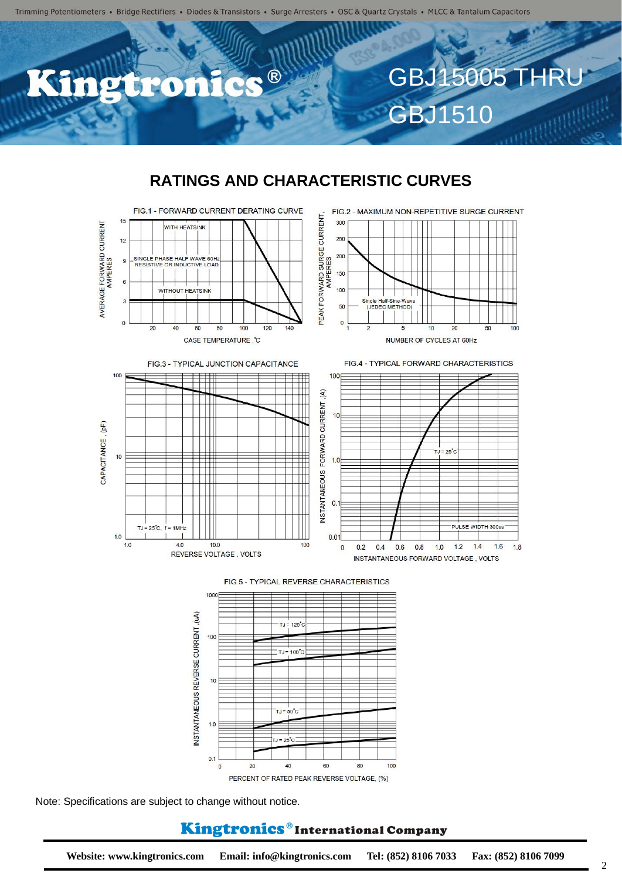# GBJ15005 THRU GBJ1510

## RATINGS AND CHARACTERISTIC CURVES

FIG.1 - FORWARD CURRENT DERATING CURVE

AVERAGE FORWARD CURRENT AMPERES

15
12
9
6
3
0

WITH HEATSINK

SINGLE PHASE HALF WAVE 60Hz RESISTIVE OR INDUCTIVE LOAD

WITHOUT HEATSINK

20 40 60 80 100 120 140

CASE TEMPERATURE ,℃

FIG.2 - MAXIMUM NON-REPETITIVE SURGE CURRENT

PEAK FORWARD SURGE CURRENT, AMPERES

300
250
200
150
100
50
0

Single Half-Sine-Wave (JEDEC METHOD)

1 2 5 10 20 50 100

NUMBER OF CYCLES AT 60Hz

FIG.3 - TYPICAL JUNCTION CAPACITANCE

CAPACITANCE , (pF)

100
10
1.0

TJ = 25℃, f = 1MHz

1.0 4.0 10.0 100

REVERSE VOLTAGE , VOLTS

FIG.4 - TYPICAL FORWARD CHARACTERISTICS

INSTANTANEOUS FORWARD CURRENT ,(A)

100
10
1.0
0.1
0.01

TJ = 25℃

PULSE WIDTH 300us

0 0.2 0.4 0.6 0.8 1.0 1.2 1.4 1.6 1.8

INSTANTANEOUS FORWARD VOLTAGE , VOLTS

FIG.5 - TYPICAL REVERSE CHARACTERISTICS

INSTANTANEOUS REVERSE CURRENT ,(uA)

1000
100
10
1.0
0.1

TJ = 125℃

TJ = 100℃

TJ = 50℃

TJ = 25℃

0 20 40 60 80 100

PERCENT OF RATED PEAK REVERSE VOLTAGE, (%)

Note: Specifications are subject to change without notice.

**Kingtronics® International Company**

**Website: www.kingtronics.com Email: info@kingtronics.com Tel: (852) 8106 7033 Fax: (852) 8106 7099**